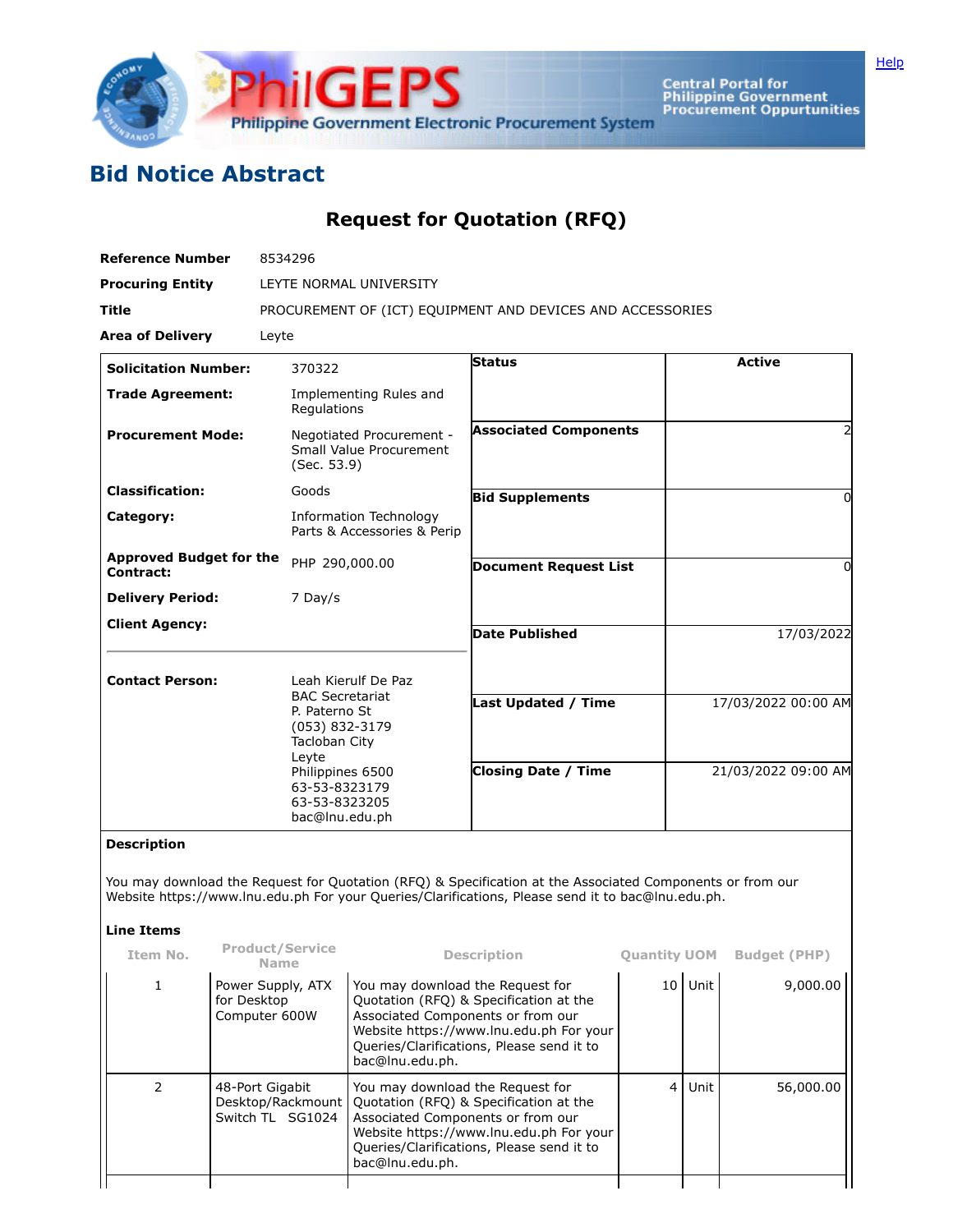# Bid Notice Abstract

## Request for Quotation (RFQ)

| | |
|---|---|
| **Reference Number** | 8534296 |
| **Procuring Entity** | LEYTE NORMAL UNIVERSITY |
| **Title** | PROCUREMENT OF (ICT) EQUIPMENT AND DEVICES AND ACCESSORIES |
| **Area of Delivery** | Leyte |

| | | | |
|---|---|---|---|
| **Solicitation Number:** | 370322 | **Status** | Active |
| **Trade Agreement:** | Implementing Rules and Regulations | | |
| **Procurement Mode:** | Negotiated Procurement - Small Value Procurement (Sec. 53.9) | **Associated Components** | 2 |
| **Classification:** | Goods | **Bid Supplements** | 0 |
| **Category:** | Information Technology Parts & Accessories & Perip | | |
| **Approved Budget for the Contract:** | PHP 290,000.00 | **Document Request List** | 0 |
| **Delivery Period:** | 7 Day/s | | |
| **Client Agency:** | | **Date Published** | 17/03/2022 |
| **Contact Person:** | Leah Kierulf De Paz<br>BAC Secretariat<br>P. Paterno St<br>(053) 832-3179<br>Tacloban City<br>Leyte<br>Philippines 6500<br>63-53-8323179<br>63-53-8323205<br>bac@lnu.edu.ph | **Last Updated / Time** | 17/03/2022 00:00 AM |
| | | **Closing Date / Time** | 21/03/2022 09:00 AM |

**Description**

You may download the Request for Quotation (RFQ) & Specification at the Associated Components or from our Website https://www.lnu.edu.ph For your Queries/Clarifications, Please send it to bac@lnu.edu.ph.

**Line Items**

| Item No. | Product/Service Name | Description | Quantity | UOM | Budget (PHP) |
|---|---|---|---|---|---|
| 1 | Power Supply, ATX for Desktop Computer 600W | You may download the Request for Quotation (RFQ) & Specification at the Associated Components or from our Website https://www.lnu.edu.ph For your Queries/Clarifications, Please send it to bac@lnu.edu.ph. | 10 | Unit | 9,000.00 |
| 2 | 48-Port Gigabit Desktop/Rackmount Switch TL SG1024 | You may download the Request for Quotation (RFQ) & Specification at the Associated Components or from our Website https://www.lnu.edu.ph For your Queries/Clarifications, Please send it to bac@lnu.edu.ph. | 4 | Unit | 56,000.00 |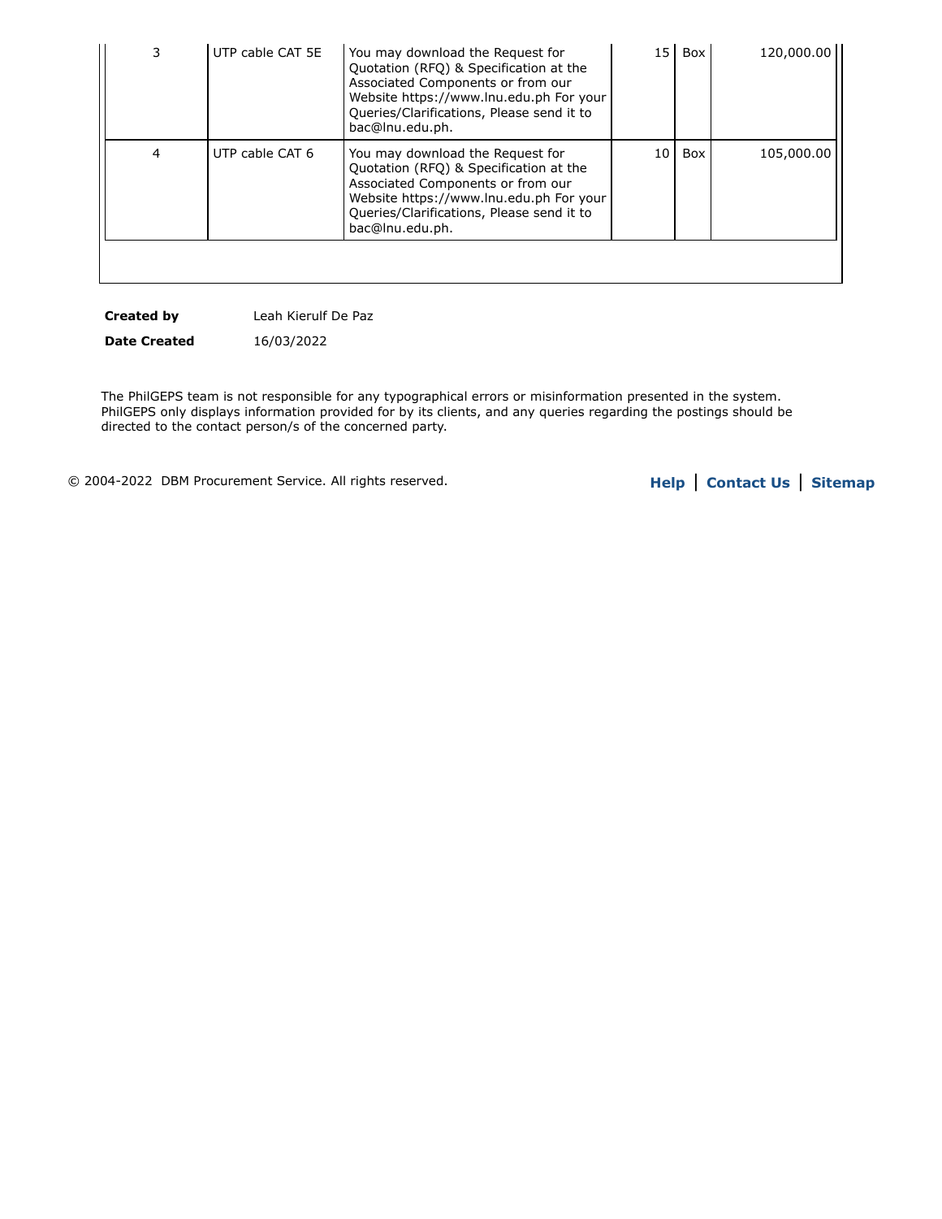| | | | | | |
|---|---|---|---|---|---|
| 3 | UTP cable CAT 5E | You may download the Request for Quotation (RFQ) & Specification at the Associated Components or from our Website https://www.lnu.edu.ph For your Queries/Clarifications, Please send it to bac@lnu.edu.ph. | 15 | Box | 120,000.00 |
| 4 | UTP cable CAT 6 | You may download the Request for Quotation (RFQ) & Specification at the Associated Components or from our Website https://www.lnu.edu.ph For your Queries/Clarifications, Please send it to bac@lnu.edu.ph. | 10 | Box | 105,000.00 |

**Created by** Leah Kierulf De Paz

**Date Created** 16/03/2022

The PhilGEPS team is not responsible for any typographical errors or misinformation presented in the system. PhilGEPS only displays information provided for by its clients, and any queries regarding the postings should be directed to the contact person/s of the concerned party.

© 2004-2022 DBM Procurement Service. All rights reserved.

**Help** | **Contact Us** | **Sitemap**